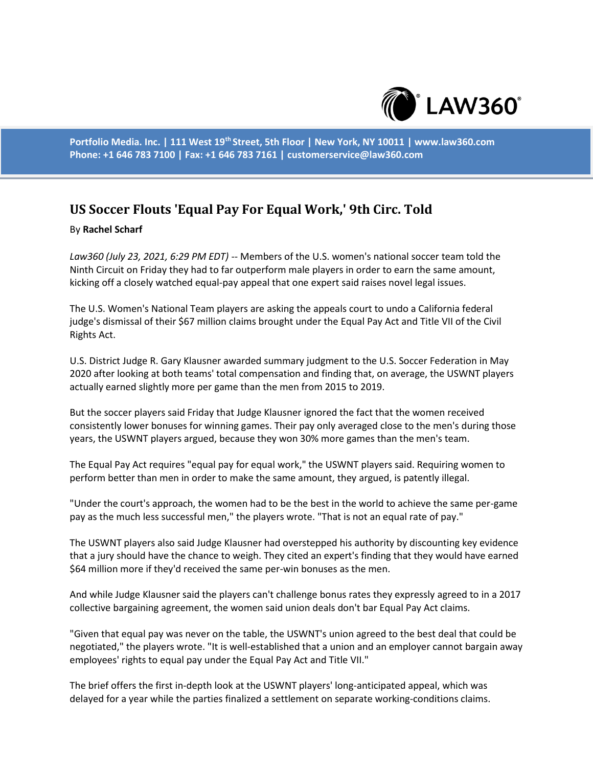# US Soccer Flouts 'Equal Pay For Equal Work,' 9th Circ. Told

By **Rachel Scharf**

*Law360 (July 23, 2021, 6:29 PM EDT)* -- Members of the U.S. women's national soccer team told the Ninth Circuit on Friday they had to far outperform male players in order to earn the same amount, kicking off a closely watched equal-pay appeal that one expert said raises novel legal issues.

The U.S. Women's National Team players are asking the appeals court to undo a California federal judge's dismissal of their $67 million claims brought under the Equal Pay Act and Title VII of the Civil Rights Act.

U.S. District Judge R. Gary Klausner awarded summary judgment to the U.S. Soccer Federation in May 2020 after looking at both teams' total compensation and finding that, on average, the USWNT players actually earned slightly more per game than the men from 2015 to 2019.

But the soccer players said Friday that Judge Klausner ignored the fact that the women received consistently lower bonuses for winning games. Their pay only averaged close to the men's during those years, the USWNT players argued, because they won 30% more games than the men's team.

The Equal Pay Act requires "equal pay for equal work," the USWNT players said. Requiring women to perform better than men in order to make the same amount, they argued, is patently illegal.

"Under the court's approach, the women had to be the best in the world to achieve the same per-game pay as the much less successful men," the players wrote. "That is not an equal rate of pay."

The USWNT players also said Judge Klausner had overstepped his authority by discounting key evidence that a jury should have the chance to weigh. They cited an expert's finding that they would have earned $64 million more if they'd received the same per-win bonuses as the men.

And while Judge Klausner said the players can't challenge bonus rates they expressly agreed to in a 2017 collective bargaining agreement, the women said union deals don't bar Equal Pay Act claims.

"Given that equal pay was never on the table, the USWNT's union agreed to the best deal that could be negotiated," the players wrote. "It is well-established that a union and an employer cannot bargain away employees' rights to equal pay under the Equal Pay Act and Title VII."

The brief offers the first in-depth look at the USWNT players' long-anticipated appeal, which was delayed for a year while the parties finalized a settlement on separate working-conditions claims.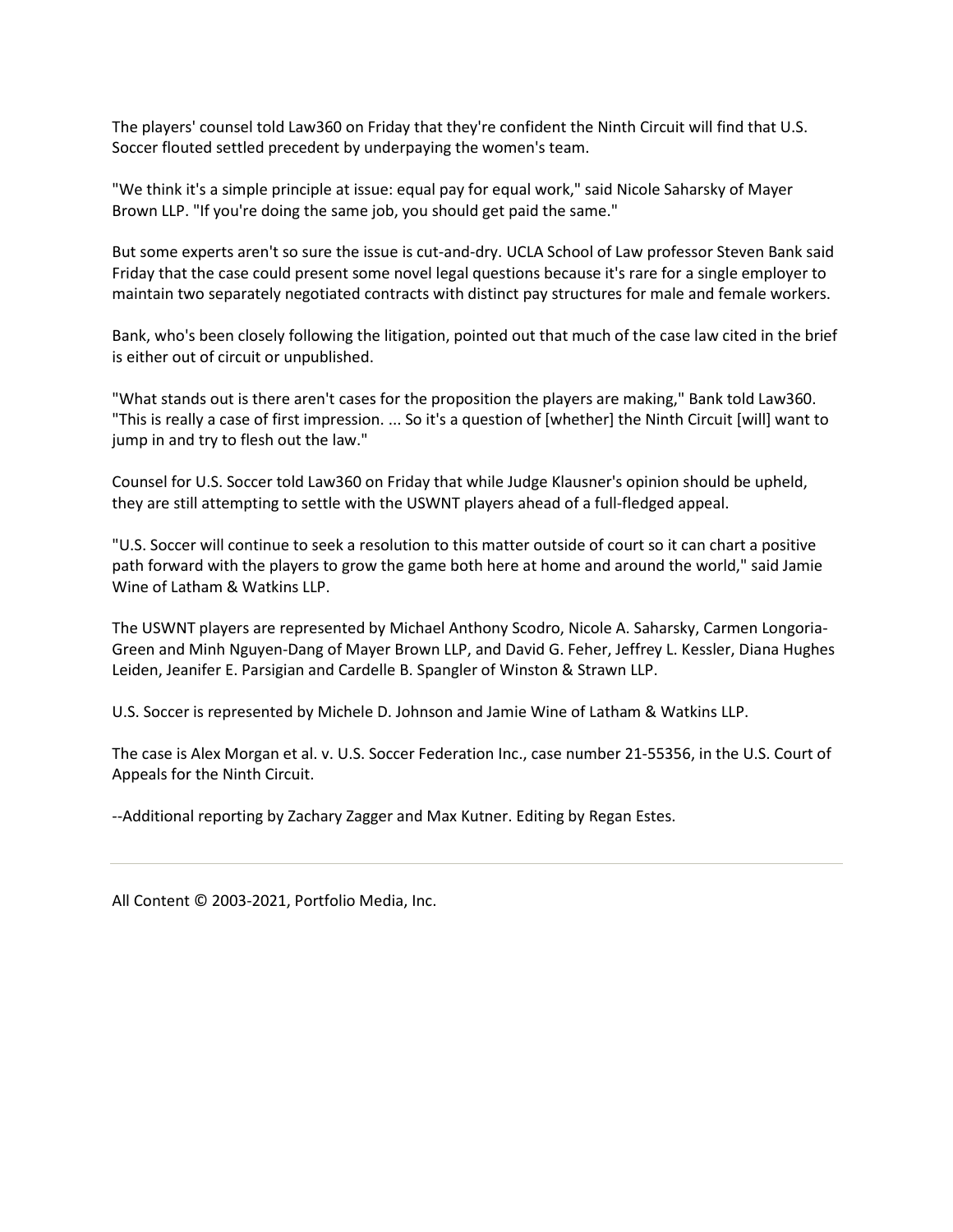The players' counsel told Law360 on Friday that they're confident the Ninth Circuit will find that U.S. Soccer flouted settled precedent by underpaying the women's team.

"We think it's a simple principle at issue: equal pay for equal work," said Nicole Saharsky of Mayer Brown LLP. "If you're doing the same job, you should get paid the same."

But some experts aren't so sure the issue is cut-and-dry. UCLA School of Law professor Steven Bank said Friday that the case could present some novel legal questions because it's rare for a single employer to maintain two separately negotiated contracts with distinct pay structures for male and female workers.

Bank, who's been closely following the litigation, pointed out that much of the case law cited in the brief is either out of circuit or unpublished.

"What stands out is there aren't cases for the proposition the players are making," Bank told Law360. "This is really a case of first impression. ... So it's a question of [whether] the Ninth Circuit [will] want to jump in and try to flesh out the law."

Counsel for U.S. Soccer told Law360 on Friday that while Judge Klausner's opinion should be upheld, they are still attempting to settle with the USWNT players ahead of a full-fledged appeal.

"U.S. Soccer will continue to seek a resolution to this matter outside of court so it can chart a positive path forward with the players to grow the game both here at home and around the world," said Jamie Wine of Latham & Watkins LLP.

The USWNT players are represented by Michael Anthony Scodro, Nicole A. Saharsky, Carmen Longoria-Green and Minh Nguyen-Dang of Mayer Brown LLP, and David G. Feher, Jeffrey L. Kessler, Diana Hughes Leiden, Jeanifer E. Parsigian and Cardelle B. Spangler of Winston & Strawn LLP.

U.S. Soccer is represented by Michele D. Johnson and Jamie Wine of Latham & Watkins LLP.

The case is Alex Morgan et al. v. U.S. Soccer Federation Inc., case number 21-55356, in the U.S. Court of Appeals for the Ninth Circuit.

--Additional reporting by Zachary Zagger and Max Kutner. Editing by Regan Estes.

---

All Content © 2003-2021, Portfolio Media, Inc.